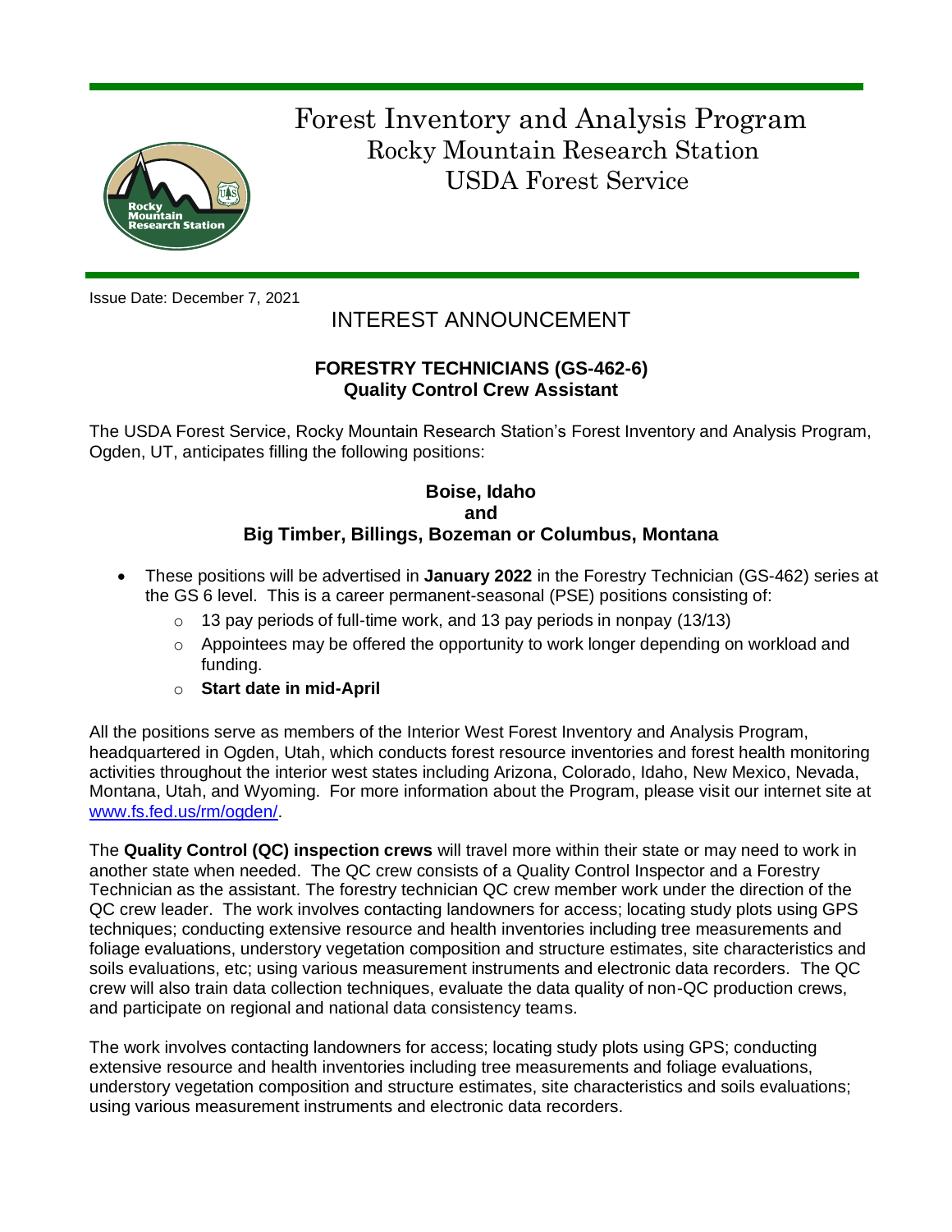# Forest Inventory and Analysis Program

## Rocky Mountain Research Station

## USDA Forest Service

Issue Date: December 7, 2021

## INTEREST ANNOUNCEMENT

### FORESTRY TECHNICIANS (GS-462-6)
### Quality Control Crew Assistant

The USDA Forest Service, Rocky Mountain Research Station's Forest Inventory and Analysis Program, Ogden, UT, anticipates filling the following positions:

**Boise, Idaho**
**and**
**Big Timber, Billings, Bozeman or Columbus, Montana**

- These positions will be advertised in **January 2022** in the Forestry Technician (GS-462) series at the GS 6 level. This is a career permanent-seasonal (PSE) positions consisting of:
  - 13 pay periods of full-time work, and 13 pay periods in nonpay (13/13)
  - Appointees may be offered the opportunity to work longer depending on workload and funding.
  - **Start date in mid-April**

All the positions serve as members of the Interior West Forest Inventory and Analysis Program, headquartered in Ogden, Utah, which conducts forest resource inventories and forest health monitoring activities throughout the interior west states including Arizona, Colorado, Idaho, New Mexico, Nevada, Montana, Utah, and Wyoming. For more information about the Program, please visit our internet site at [www.fs.fed.us/rm/ogden/](www.fs.fed.us/rm/ogden/).

The **Quality Control (QC) inspection crews** will travel more within their state or may need to work in another state when needed. The QC crew consists of a Quality Control Inspector and a Forestry Technician as the assistant. The forestry technician QC crew member work under the direction of the QC crew leader. The work involves contacting landowners for access; locating study plots using GPS techniques; conducting extensive resource and health inventories including tree measurements and foliage evaluations, understory vegetation composition and structure estimates, site characteristics and soils evaluations, etc; using various measurement instruments and electronic data recorders. The QC crew will also train data collection techniques, evaluate the data quality of non-QC production crews, and participate on regional and national data consistency teams.

The work involves contacting landowners for access; locating study plots using GPS; conducting extensive resource and health inventories including tree measurements and foliage evaluations, understory vegetation composition and structure estimates, site characteristics and soils evaluations; using various measurement instruments and electronic data recorders.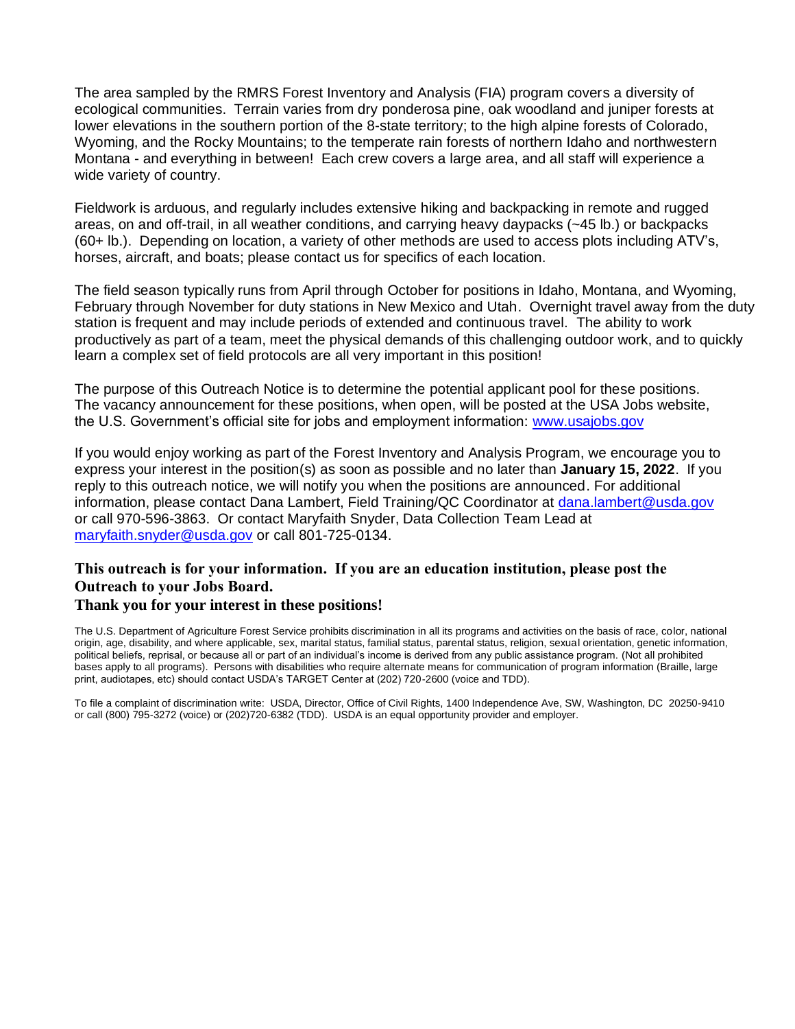The area sampled by the RMRS Forest Inventory and Analysis (FIA) program covers a diversity of ecological communities. Terrain varies from dry ponderosa pine, oak woodland and juniper forests at lower elevations in the southern portion of the 8-state territory; to the high alpine forests of Colorado, Wyoming, and the Rocky Mountains; to the temperate rain forests of northern Idaho and northwestern Montana - and everything in between! Each crew covers a large area, and all staff will experience a wide variety of country.

Fieldwork is arduous, and regularly includes extensive hiking and backpacking in remote and rugged areas, on and off-trail, in all weather conditions, and carrying heavy daypacks (~45 lb.) or backpacks (60+ lb.). Depending on location, a variety of other methods are used to access plots including ATV's, horses, aircraft, and boats; please contact us for specifics of each location.

The field season typically runs from April through October for positions in Idaho, Montana, and Wyoming, February through November for duty stations in New Mexico and Utah. Overnight travel away from the duty station is frequent and may include periods of extended and continuous travel. The ability to work productively as part of a team, meet the physical demands of this challenging outdoor work, and to quickly learn a complex set of field protocols are all very important in this position!

The purpose of this Outreach Notice is to determine the potential applicant pool for these positions. The vacancy announcement for these positions, when open, will be posted at the USA Jobs website, the U.S. Government's official site for jobs and employment information: www.usajobs.gov

If you would enjoy working as part of the Forest Inventory and Analysis Program, we encourage you to express your interest in the position(s) as soon as possible and no later than **January 15, 2022**. If you reply to this outreach notice, we will notify you when the positions are announced. For additional information, please contact Dana Lambert, Field Training/QC Coordinator at dana.lambert@usda.gov or call 970-596-3863. Or contact Maryfaith Snyder, Data Collection Team Lead at maryfaith.snyder@usda.gov or call 801-725-0134.

**This outreach is for your information. If you are an education institution, please post the Outreach to your Jobs Board.**
**Thank you for your interest in these positions!**

The U.S. Department of Agriculture Forest Service prohibits discrimination in all its programs and activities on the basis of race, color, national origin, age, disability, and where applicable, sex, marital status, familial status, parental status, religion, sexual orientation, genetic information, political beliefs, reprisal, or because all or part of an individual's income is derived from any public assistance program. (Not all prohibited bases apply to all programs). Persons with disabilities who require alternate means for communication of program information (Braille, large print, audiotapes, etc) should contact USDA's TARGET Center at (202) 720-2600 (voice and TDD).

To file a complaint of discrimination write: USDA, Director, Office of Civil Rights, 1400 Independence Ave, SW, Washington, DC 20250-9410 or call (800) 795-3272 (voice) or (202)720-6382 (TDD). USDA is an equal opportunity provider and employer.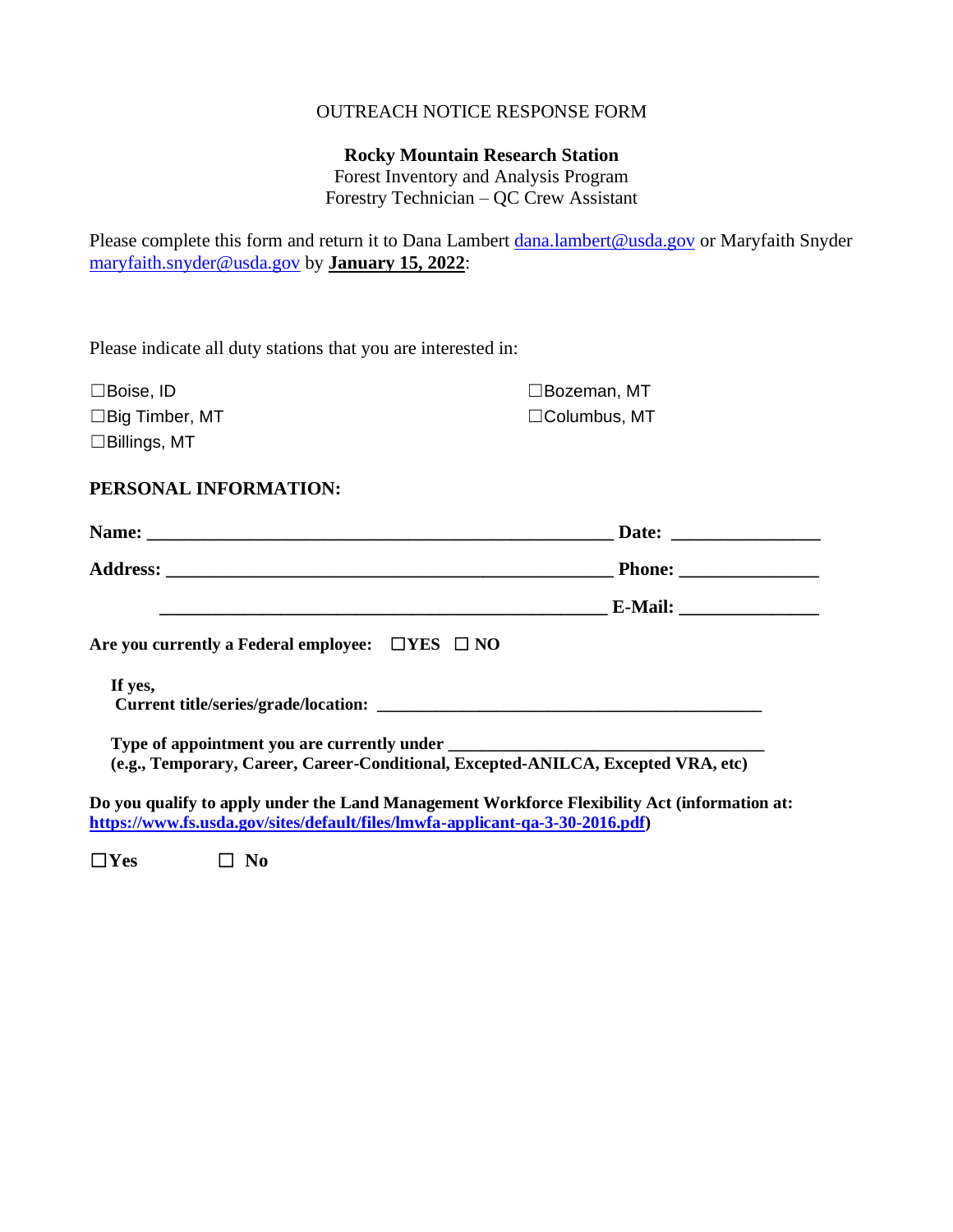OUTREACH NOTICE RESPONSE FORM

**Rocky Mountain Research Station**
Forest Inventory and Analysis Program
Forestry Technician – QC Crew Assistant

Please complete this form and return it to Dana Lambert [dana.lambert@usda.gov](mailto:dana.lambert@usda.gov) or Maryfaith Snyder [maryfaith.snyder@usda.gov](mailto:maryfaith.snyder@usda.gov) by **January 15, 2022**:

Please indicate all duty stations that you are interested in:

☐Boise, ID
☐Big Timber, MT
☐Billings, MT
☐Bozeman, MT
☐Columbus, MT

**PERSONAL INFORMATION:**

**Name:** ___________________________________________________ **Date:** ________________

**Address:** _________________________________________________ **Phone:** _______________

_________________________________________________ **E-Mail:** _______________

**Are you currently a Federal employee:** ☐**YES** ☐ **NO**

**If yes,**
**Current title/series/grade/location:** ____________________________________________

**Type of appointment you are currently under** ___________________________________
**(e.g., Temporary, Career, Career-Conditional, Excepted-ANILCA, Excepted VRA, etc)**

**Do you qualify to apply under the Land Management Workforce Flexibility Act (information at: [https://www.fs.usda.gov/sites/default/files/lmwfa-applicant-qa-3-30-2016.pdf](https://www.fs.usda.gov/sites/default/files/lmwfa-applicant-qa-3-30-2016.pdf))**

☐**Yes** ☐ **No**